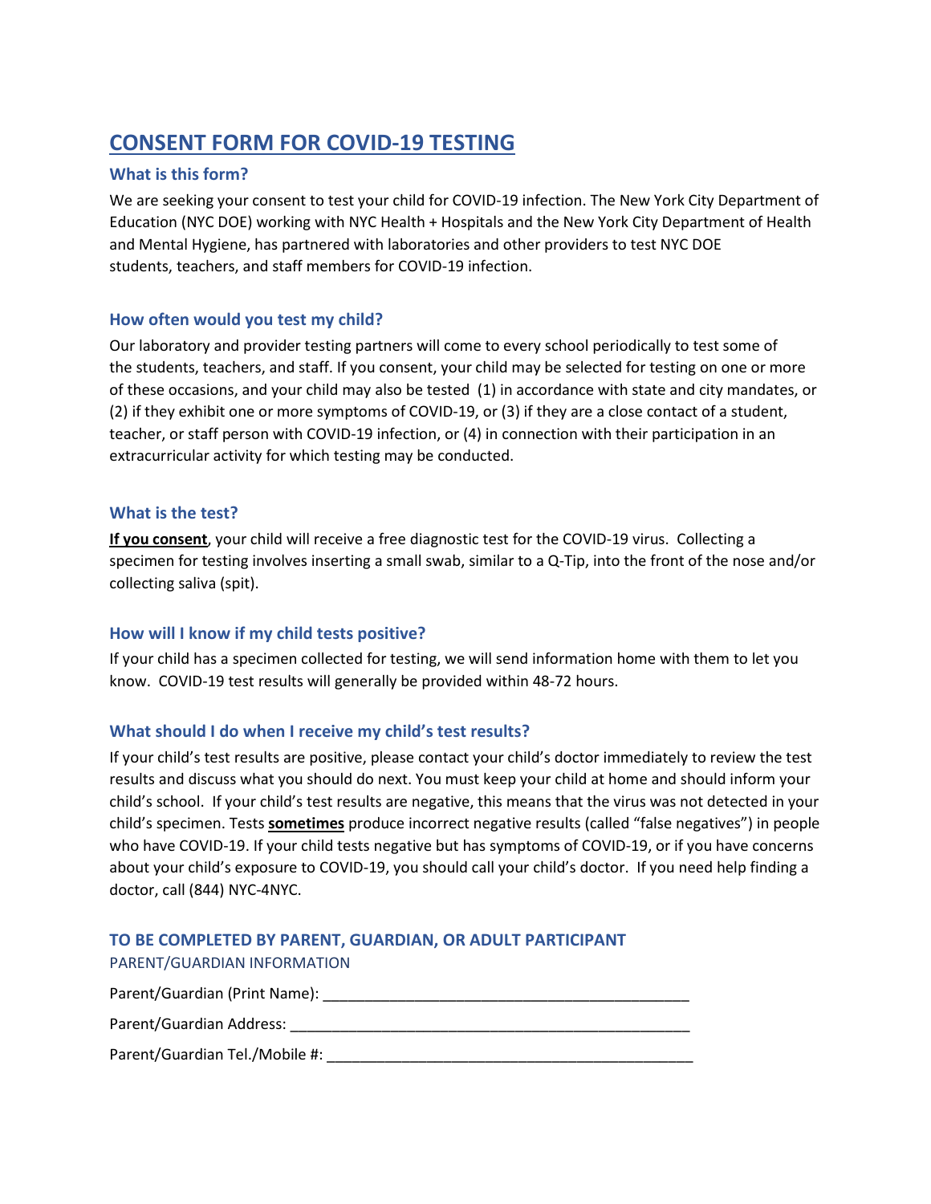# CONSENT FORM FOR COVID-19 TESTING

### What is this form?

We are seeking your consent to test your child for COVID-19 infection. The New York City Department of Education (NYC DOE) working with NYC Health + Hospitals and the New York City Department of Health and Mental Hygiene, has partnered with laboratories and other providers to test NYC DOE students, teachers, and staff members for COVID-19 infection.

### How often would you test my child?

Our laboratory and provider testing partners will come to every school periodically to test some of the students, teachers, and staff. If you consent, your child may be selected for testing on one or more of these occasions, and your child may also be tested (1) in accordance with state and city mandates, or (2) if they exhibit one or more symptoms of COVID-19, or (3) if they are a close contact of a student, teacher, or staff person with COVID-19 infection, or (4) in connection with their participation in an extracurricular activity for which testing may be conducted.

### What is the test?

**If you consent**, your child will receive a free diagnostic test for the COVID-19 virus. Collecting a specimen for testing involves inserting a small swab, similar to a Q-Tip, into the front of the nose and/or collecting saliva (spit).

### How will I know if my child tests positive?

If your child has a specimen collected for testing, we will send information home with them to let you know. COVID-19 test results will generally be provided within 48-72 hours.

### What should I do when I receive my child's test results?

If your child's test results are positive, please contact your child's doctor immediately to review the test results and discuss what you should do next. You must keep your child at home and should inform your child's school. If your child's test results are negative, this means that the virus was not detected in your child's specimen. Tests **sometimes** produce incorrect negative results (called "false negatives") in people who have COVID-19. If your child tests negative but has symptoms of COVID-19, or if you have concerns about your child's exposure to COVID-19, you should call your child's doctor. If you need help finding a doctor, call (844) NYC-4NYC.

### TO BE COMPLETED BY PARENT, GUARDIAN, OR ADULT PARTICIPANT

PARENT/GUARDIAN INFORMATION

Parent/Guardian (Print Name): ____________________________________________

Parent/Guardian Address: ________________________________________________

Parent/Guardian Tel./Mobile #: ____________________________________________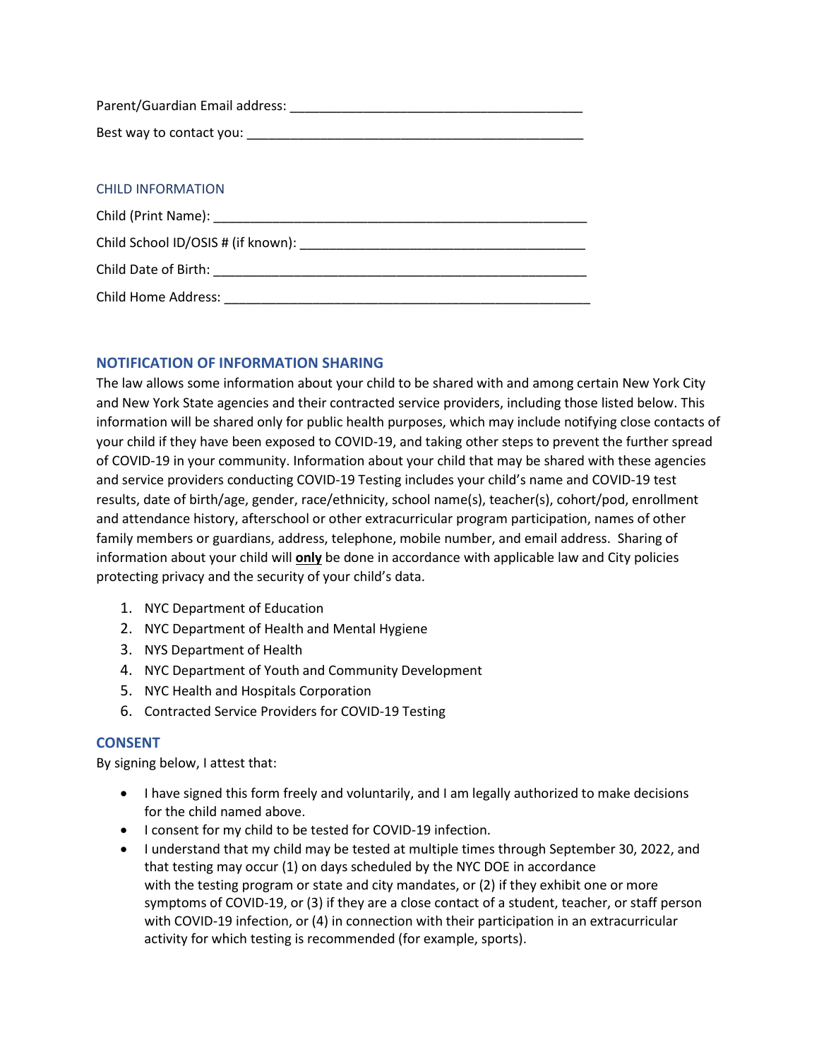Parent/Guardian Email address: ________________________________________

Best way to contact you: ______________________________________________

## CHILD INFORMATION

Child (Print Name): ___________________________________________________

Child School ID/OSIS # (if known): ______________________________________

Child Date of Birth: ___________________________________________________

Child Home Address: ___________________________________________________

## NOTIFICATION OF INFORMATION SHARING

The law allows some information about your child to be shared with and among certain New York City and New York State agencies and their contracted service providers, including those listed below. This information will be shared only for public health purposes, which may include notifying close contacts of your child if they have been exposed to COVID-19, and taking other steps to prevent the further spread of COVID-19 in your community. Information about your child that may be shared with these agencies and service providers conducting COVID-19 Testing includes your child's name and COVID-19 test results, date of birth/age, gender, race/ethnicity, school name(s), teacher(s), cohort/pod, enrollment and attendance history, afterschool or other extracurricular program participation, names of other family members or guardians, address, telephone, mobile number, and email address. Sharing of information about your child will **only** be done in accordance with applicable law and City policies protecting privacy and the security of your child's data.

1. NYC Department of Education
2. NYC Department of Health and Mental Hygiene
3. NYS Department of Health
4. NYC Department of Youth and Community Development
5. NYC Health and Hospitals Corporation
6. Contracted Service Providers for COVID-19 Testing

## CONSENT

By signing below, I attest that:

- I have signed this form freely and voluntarily, and I am legally authorized to make decisions for the child named above.
- I consent for my child to be tested for COVID-19 infection.
- I understand that my child may be tested at multiple times through September 30, 2022, and that testing may occur (1) on days scheduled by the NYC DOE in accordance with the testing program or state and city mandates, or (2) if they exhibit one or more symptoms of COVID-19, or (3) if they are a close contact of a student, teacher, or staff person with COVID-19 infection, or (4) in connection with their participation in an extracurricular activity for which testing is recommended (for example, sports).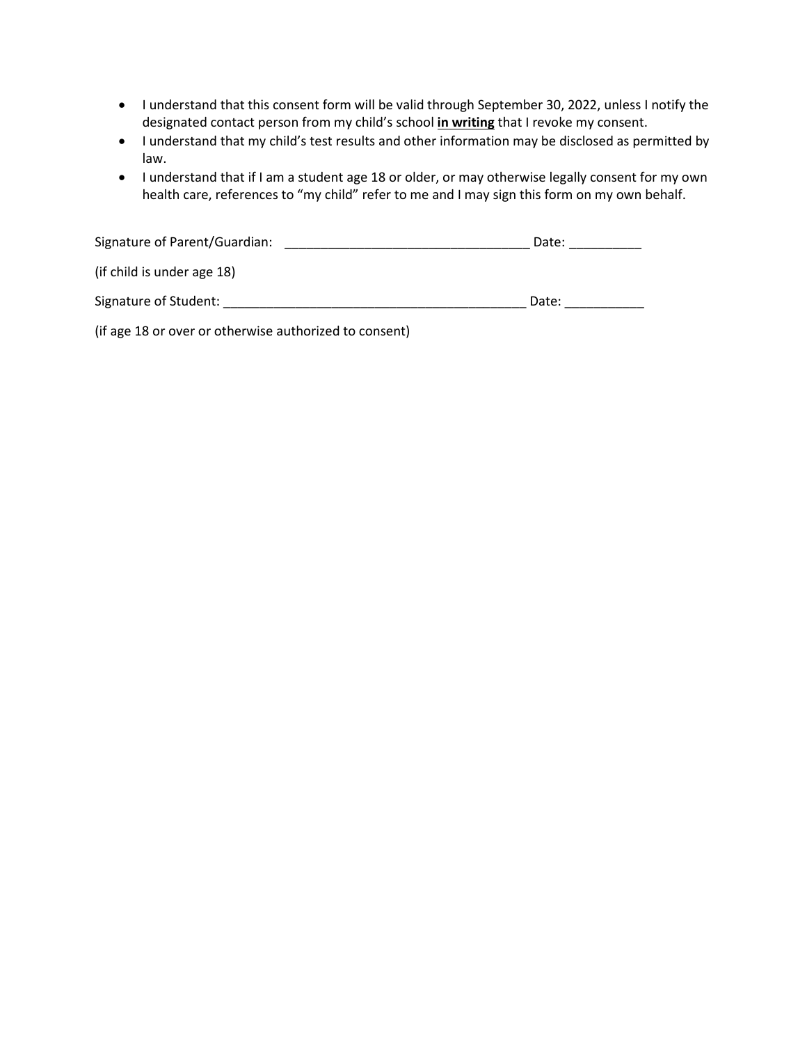- I understand that this consent form will be valid through September 30, 2022, unless I notify the designated contact person from my child's school **in writing** that I revoke my consent.
- I understand that my child's test results and other information may be disclosed as permitted by law.
- I understand that if I am a student age 18 or older, or may otherwise legally consent for my own health care, references to "my child" refer to me and I may sign this form on my own behalf.

Signature of Parent/Guardian: __________________________________ Date: __________

(if child is under age 18)

Signature of Student: __________________________________________ Date: ___________

(if age 18 or over or otherwise authorized to consent)